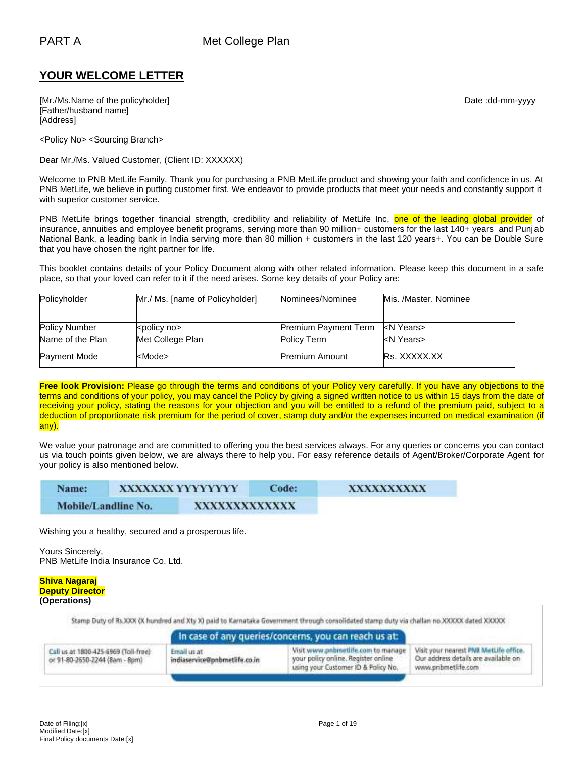PART A Met College Plan

## YOUR WELCOME LETTER

[Mr./Ms.Name of the policyholder]
[Father/husband name]
[Address]

Date :dd-mm-yyyy

<Policy No> <Sourcing Branch>

Dear Mr./Ms. Valued Customer, (Client ID: XXXXXX)

Welcome to PNB MetLife Family. Thank you for purchasing a PNB MetLife product and showing your faith and confidence in us. At PNB MetLife, we believe in putting customer first. We endeavor to provide products that meet your needs and constantly support it with superior customer service.

PNB MetLife brings together financial strength, credibility and reliability of MetLife Inc, one of the leading global provider of insurance, annuities and employee benefit programs, serving more than 90 million+ customers for the last 140+ years and Punjab National Bank, a leading bank in India serving more than 80 million + customers in the last 120 years+. You can be Double Sure that you have chosen the right partner for life.

This booklet contains details of your Policy Document along with other related information. Please keep this document in a safe place, so that your loved can refer to it if the need arises. Some key details of your Policy are:

| Policyholder | Mr./ Ms. [name of Policyholder] | Nominees/Nominee | Mis. /Master. Nominee |
|---|---|---|---|
| Policy Number | <policy no> | Premium Payment Term | <N Years> |
| Name of the Plan | Met College Plan | Policy Term | <N Years> |
| Payment Mode | <Mode> | Premium Amount | Rs. XXXXX.XX |

**Free look Provision:** Please go through the terms and conditions of your Policy very carefully. If you have any objections to the terms and conditions of your policy, you may cancel the Policy by giving a signed written notice to us within 15 days from the date of receiving your policy, stating the reasons for your objection and you will be entitled to a refund of the premium paid, subject to a deduction of proportionate risk premium for the period of cover, stamp duty and/or the expenses incurred on medical examination (if any).

We value your patronage and are committed to offering you the best services always. For any queries or concerns you can contact us via touch points given below, we are always there to help you. For easy reference details of Agent/Broker/Corporate Agent for your policy is also mentioned below.

| Name: | XXXXXXX YYYYYYYY | Code: | XXXXXXXXXX |
|---|---|---|---|
| Mobile/Landline No. | XXXXXXXXXXXXX | | |

Wishing you a healthy, secured and a prosperous life.

Yours Sincerely,
PNB MetLife India Insurance Co. Ltd.

**Shiva Nagaraj**
**Deputy Director**
**(Operations)**

Stamp Duty of Rs.XXX (X hundred and Xty X) paid to Karnataka Government through consolidated stamp duty via challan no.XXXXX dated XXXXX

**In case of any queries/concerns, you can reach us at:**

| Call us at 1800-425-6969 (Toll-free) or 91-80-2650-2244 (8am - 8pm) | Email us at indiaservice@pnbmetlife.co.in | Visit www.pnbmetlife.com to manage your policy online. Register online using your Customer ID & Policy No. | Visit your nearest PNB MetLife office. Our address details are available on www.pnbmetlife.com |
|---|---|---|---|

Date of Filing:[x]
Modified Date:[x]
Final Policy documents Date:[x]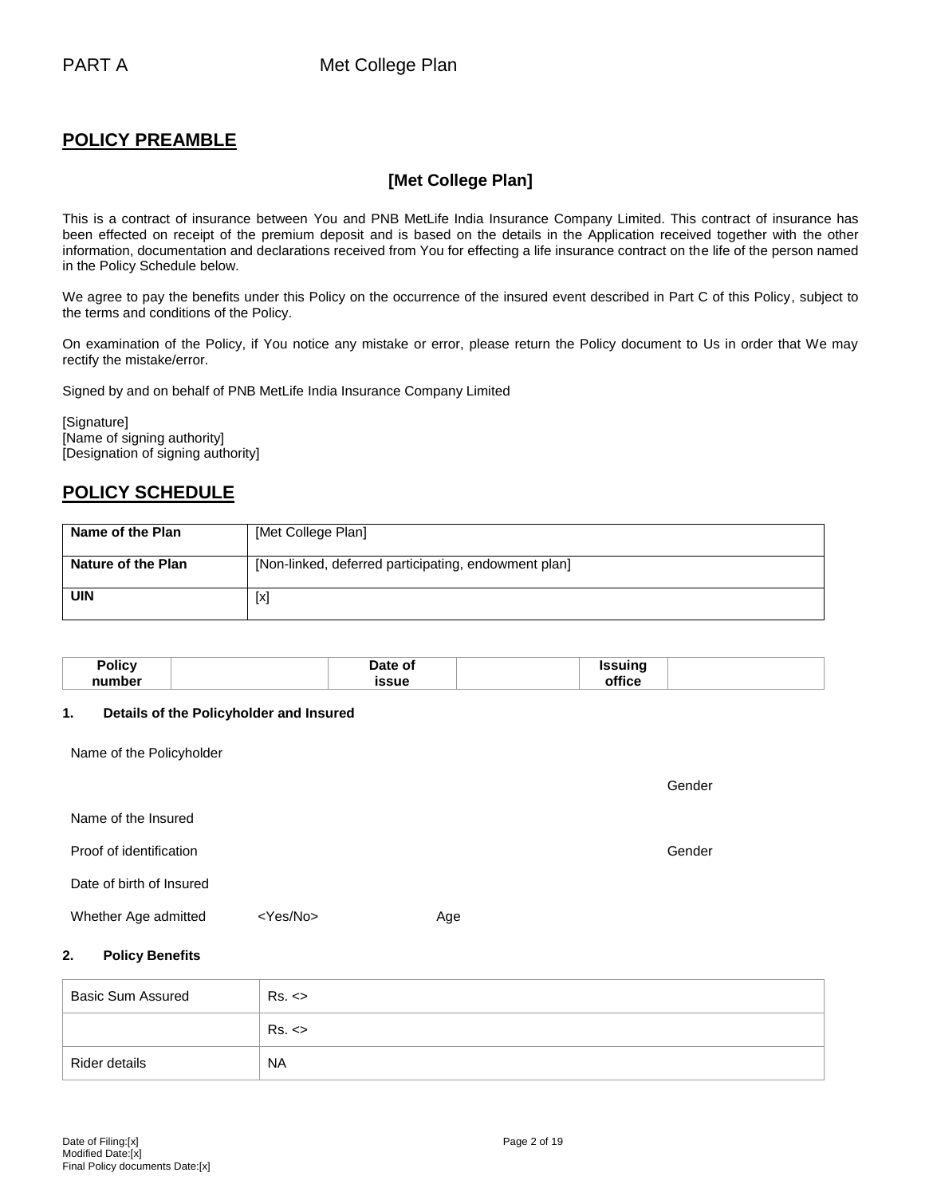PART A Met College Plan

## POLICY PREAMBLE

### [Met College Plan]

This is a contract of insurance between You and PNB MetLife India Insurance Company Limited. This contract of insurance has been effected on receipt of the premium deposit and is based on the details in the Application received together with the other information, documentation and declarations received from You for effecting a life insurance contract on the life of the person named in the Policy Schedule below.

We agree to pay the benefits under this Policy on the occurrence of the insured event described in Part C of this Policy, subject to the terms and conditions of the Policy.

On examination of the Policy, if You notice any mistake or error, please return the Policy document to Us in order that We may rectify the mistake/error.

Signed by and on behalf of PNB MetLife India Insurance Company Limited

[Signature]
[Name of signing authority]
[Designation of signing authority]

## POLICY SCHEDULE

| **Name of the Plan** | [Met College Plan] |
|---|---|
| **Nature of the Plan** | [Non-linked, deferred participating, endowment plan] |
| **UIN** | [x] |

| **Policy number** | | **Date of issue** | | **Issuing office** | |
|---|---|---|---|---|---|

**1. Details of the Policyholder and Insured**

Name of the Policyholder

Gender

Name of the Insured

Proof of identification Gender

Date of birth of Insured

Whether Age admitted <Yes/No> Age

**2. Policy Benefits**

| Basic Sum Assured | Rs. <> |
|---|---|
| | Rs. <> |
| Rider details | NA |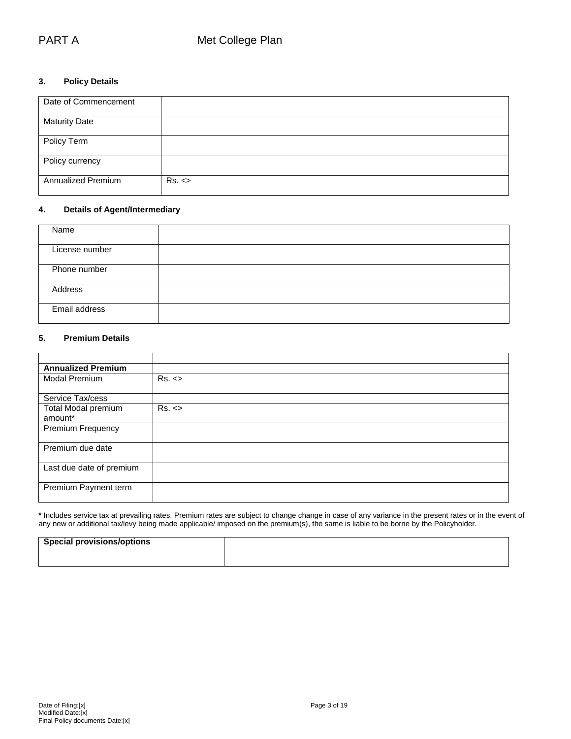PART A Met College Plan

### 3. Policy Details

| | |
|---|---|
| Date of Commencement | |
| Maturity Date | |
| Policy Term | |
| Policy currency | |
| Annualized Premium | Rs. <> |

### 4. Details of Agent/Intermediary

| | |
|---|---|
| Name | |
| License number | |
| Phone number | |
| Address | |
| Email address | |

### 5. Premium Details

| | |
|---|---|
| | |
| **Annualized Premium** | |
| Modal Premium | Rs. <> |
| Service Tax/cess | |
| Total Modal premium amount* | Rs. <> |
| Premium Frequency | |
| Premium due date | |
| Last due date of premium | |
| Premium Payment term | |

**\*** Includes service tax at prevailing rates. Premium rates are subject to change change in case of any variance in the present rates or in the event of any new or additional tax/levy being made applicable/ imposed on the premium(s), the same is liable to be borne by the Policyholder.

| | |
|---|---|
| **Special provisions/options** | |

Date of Filing:[x]
Modified Date:[x]
Final Policy documents Date:[x]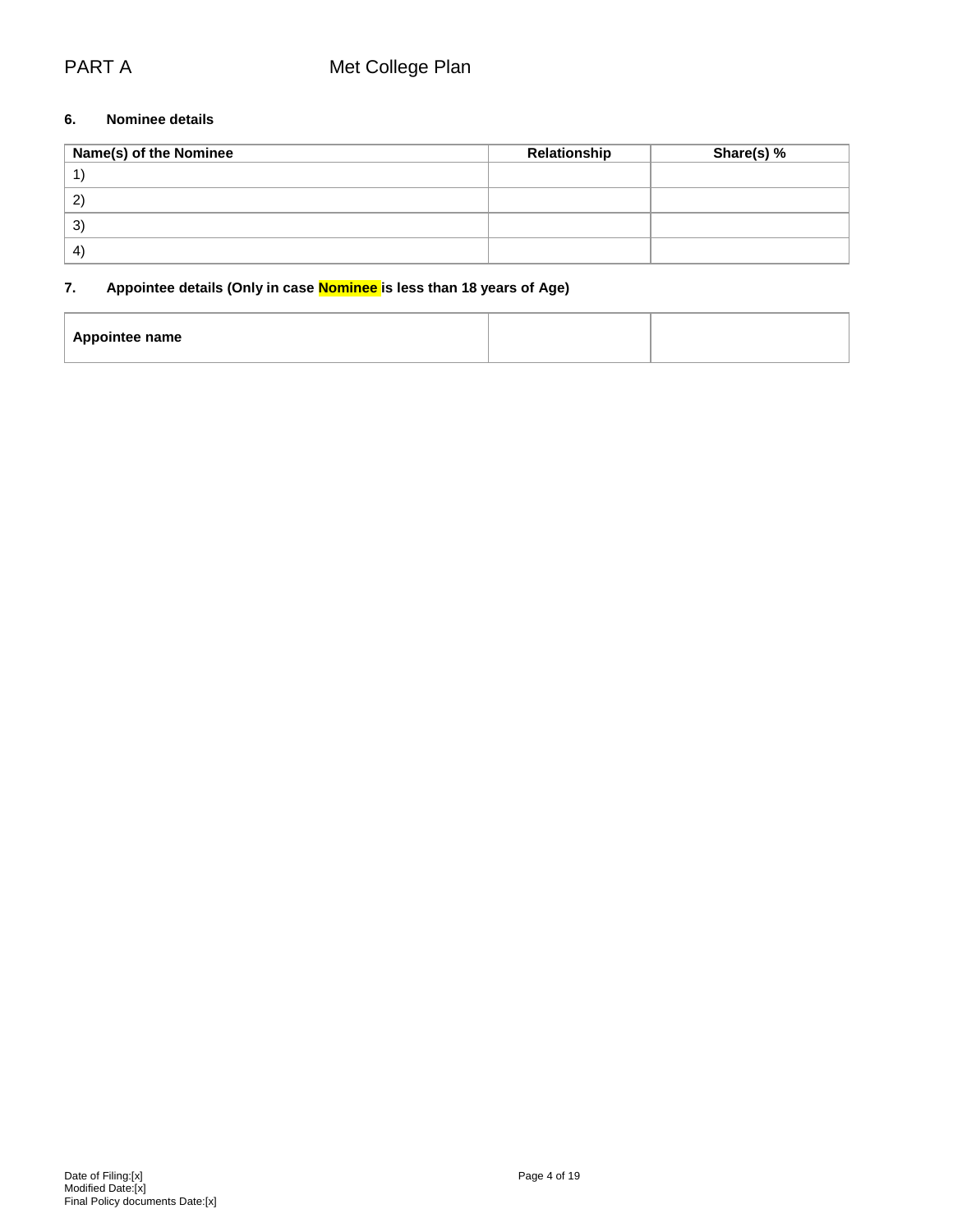PART A Met College Plan

**6. Nominee details**

| Name(s) of the Nominee | Relationship | Share(s) % |
|---|---|---|
| 1) | | |
| 2) | | |
| 3) | | |
| 4) | | |

**7. Appointee details (Only in case Nominee is less than 18 years of Age)**

| Appointee name | | |
|---|---|---|

Date of Filing:[x]
Modified Date:[x]
Final Policy documents Date:[x]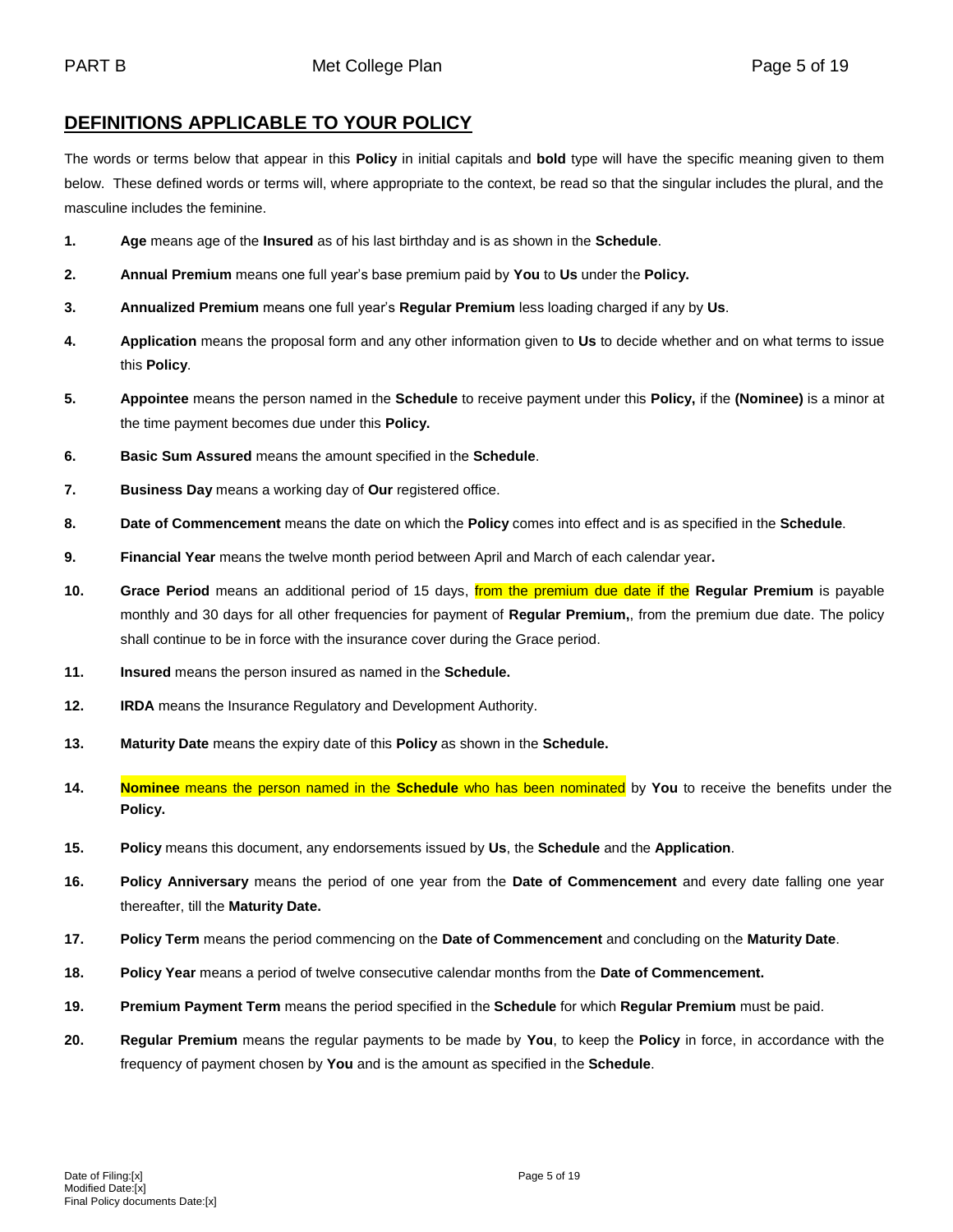## DEFINITIONS APPLICABLE TO YOUR POLICY

The words or terms below that appear in this **Policy** in initial capitals and **bold** type will have the specific meaning given to them below. These defined words or terms will, where appropriate to the context, be read so that the singular includes the plural, and the masculine includes the feminine.

1. **Age** means age of the **Insured** as of his last birthday and is as shown in the **Schedule**.
2. **Annual Premium** means one full year's base premium paid by **You** to **Us** under the **Policy.**
3. **Annualized Premium** means one full year's **Regular Premium** less loading charged if any by **Us**.
4. **Application** means the proposal form and any other information given to **Us** to decide whether and on what terms to issue this **Policy**.
5. **Appointee** means the person named in the **Schedule** to receive payment under this **Policy,** if the **(Nominee)** is a minor at the time payment becomes due under this **Policy.**
6. **Basic Sum Assured** means the amount specified in the **Schedule**.
7. **Business Day** means a working day of **Our** registered office.
8. **Date of Commencement** means the date on which the **Policy** comes into effect and is as specified in the **Schedule**.
9. **Financial Year** means the twelve month period between April and March of each calendar year**.**
10. **Grace Period** means an additional period of 15 days, from the premium due date if the **Regular Premium** is payable monthly and 30 days for all other frequencies for payment of **Regular Premium,**, from the premium due date. The policy shall continue to be in force with the insurance cover during the Grace period.
11. **Insured** means the person insured as named in the **Schedule.**
12. **IRDA** means the Insurance Regulatory and Development Authority.
13. **Maturity Date** means the expiry date of this **Policy** as shown in the **Schedule.**
14. **Nominee** means the person named in the **Schedule** who has been nominated by **You** to receive the benefits under the **Policy.**
15. **Policy** means this document, any endorsements issued by **Us**, the **Schedule** and the **Application**.
16. **Policy Anniversary** means the period of one year from the **Date of Commencement** and every date falling one year thereafter, till the **Maturity Date.**
17. **Policy Term** means the period commencing on the **Date of Commencement** and concluding on the **Maturity Date**.
18. **Policy Year** means a period of twelve consecutive calendar months from the **Date of Commencement.**
19. **Premium Payment Term** means the period specified in the **Schedule** for which **Regular Premium** must be paid.
20. **Regular Premium** means the regular payments to be made by **You**, to keep the **Policy** in force, in accordance with the frequency of payment chosen by **You** and is the amount as specified in the **Schedule**.

Date of Filing:[x]
Modified Date:[x]
Final Policy documents Date:[x]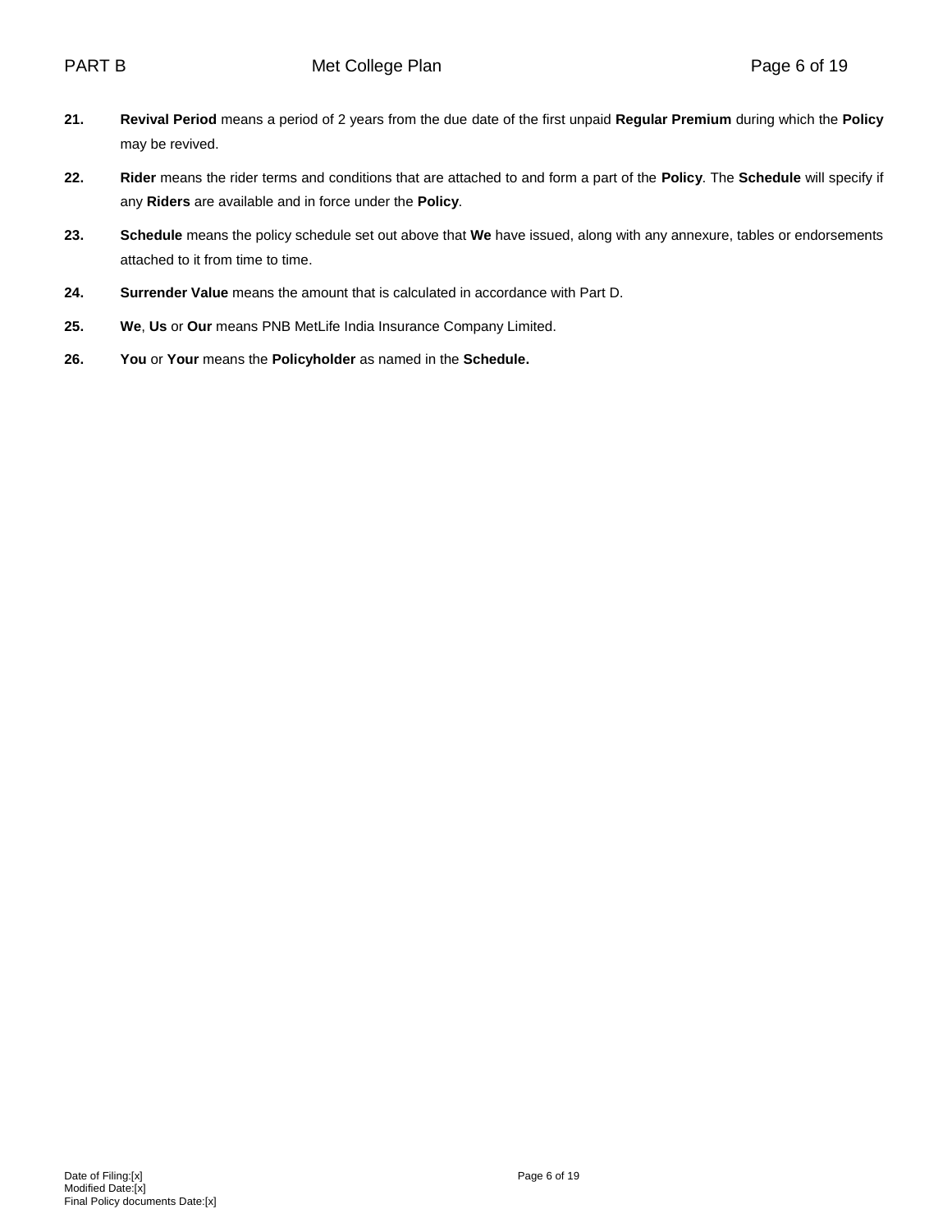21. **Revival Period** means a period of 2 years from the due date of the first unpaid **Regular Premium** during which the **Policy** may be revived.

22. **Rider** means the rider terms and conditions that are attached to and form a part of the **Policy**. The **Schedule** will specify if any **Riders** are available and in force under the **Policy**.

23. **Schedule** means the policy schedule set out above that **We** have issued, along with any annexure, tables or endorsements attached to it from time to time.

24. **Surrender Value** means the amount that is calculated in accordance with Part D.

25. **We**, **Us** or **Our** means PNB MetLife India Insurance Company Limited.

26. **You** or **Your** means the **Policyholder** as named in the **Schedule.**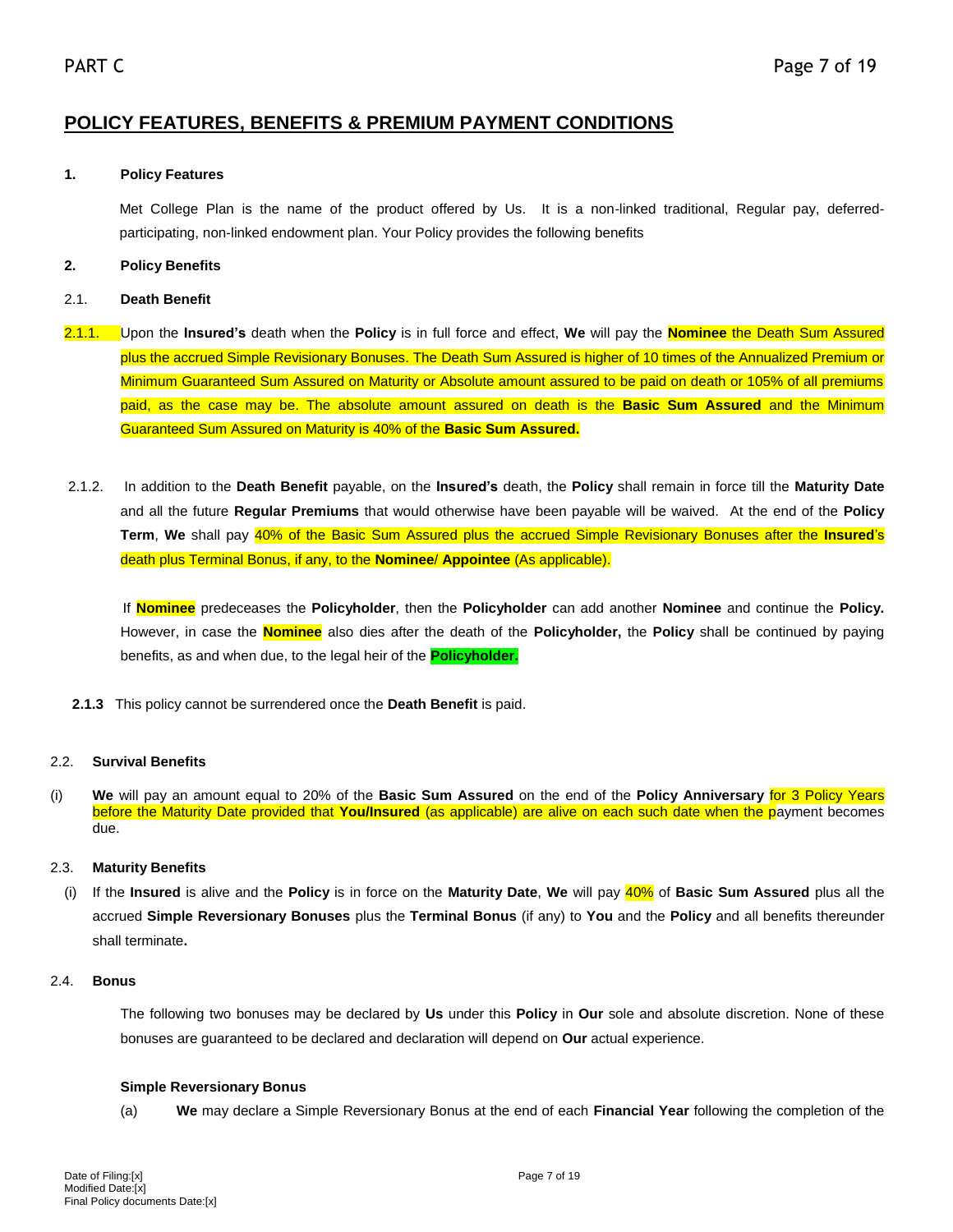## POLICY FEATURES, BENEFITS & PREMIUM PAYMENT CONDITIONS

**1. Policy Features**

Met College Plan is the name of the product offered by Us. It is a non-linked traditional, Regular pay, deferred-participating, non-linked endowment plan. Your Policy provides the following benefits

**2. Policy Benefits**

2.1. **Death Benefit**

2.1.1. Upon the **Insured's** death when the **Policy** is in full force and effect, **We** will pay the **Nominee** the Death Sum Assured plus the accrued Simple Revisionary Bonuses. The Death Sum Assured is higher of 10 times of the Annualized Premium or Minimum Guaranteed Sum Assured on Maturity or Absolute amount assured to be paid on death or 105% of all premiums paid, as the case may be. The absolute amount assured on death is the **Basic Sum Assured** and the Minimum Guaranteed Sum Assured on Maturity is 40% of the **Basic Sum Assured.**

2.1.2. In addition to the **Death Benefit** payable, on the **Insured's** death, the **Policy** shall remain in force till the **Maturity Date** and all the future **Regular Premiums** that would otherwise have been payable will be waived. At the end of the **Policy Term**, **We** shall pay 40% of the Basic Sum Assured plus the accrued Simple Revisionary Bonuses after the **Insured**'s death plus Terminal Bonus, if any, to the **Nominee**/ **Appointee** (As applicable).

If **Nominee** predeceases the **Policyholder**, then the **Policyholder** can add another **Nominee** and continue the **Policy.** However, in case the **Nominee** also dies after the death of the **Policyholder,** the **Policy** shall be continued by paying benefits, as and when due, to the legal heir of the **Policyholder.**

**2.1.3** This policy cannot be surrendered once the **Death Benefit** is paid.

2.2. **Survival Benefits**

(i) **We** will pay an amount equal to 20% of the **Basic Sum Assured** on the end of the **Policy Anniversary** for 3 Policy Years before the Maturity Date provided that **You/Insured** (as applicable) are alive on each such date when the payment becomes due.

2.3. **Maturity Benefits**

(i) If the **Insured** is alive and the **Policy** is in force on the **Maturity Date**, **We** will pay 40% of **Basic Sum Assured** plus all the accrued **Simple Reversionary Bonuses** plus the **Terminal Bonus** (if any) to **You** and the **Policy** and all benefits thereunder shall terminate**.**

2.4. **Bonus**

The following two bonuses may be declared by **Us** under this **Policy** in **Our** sole and absolute discretion. None of these bonuses are guaranteed to be declared and declaration will depend on **Our** actual experience.

**Simple Reversionary Bonus**

(a) **We** may declare a Simple Reversionary Bonus at the end of each **Financial Year** following the completion of the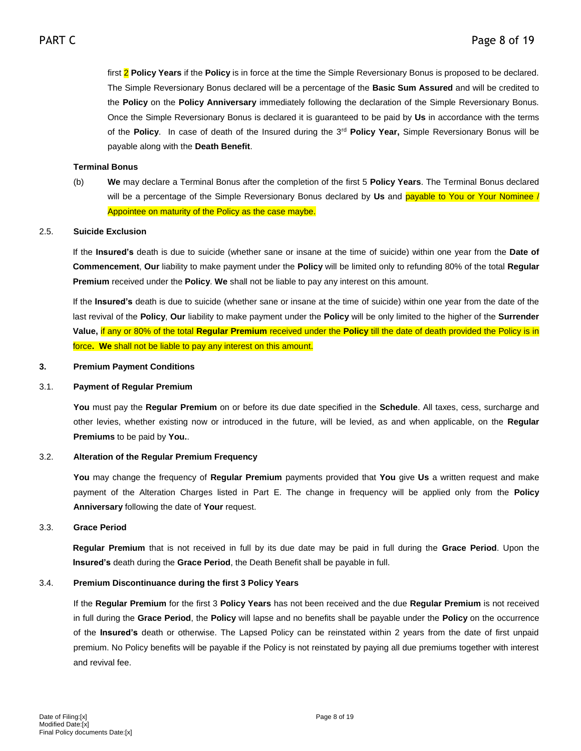first 2 **Policy Years** if the **Policy** is in force at the time the Simple Reversionary Bonus is proposed to be declared. The Simple Reversionary Bonus declared will be a percentage of the **Basic Sum Assured** and will be credited to the **Policy** on the **Policy Anniversary** immediately following the declaration of the Simple Reversionary Bonus. Once the Simple Reversionary Bonus is declared it is guaranteed to be paid by **Us** in accordance with the terms of the **Policy**. In case of death of the Insured during the 3rd **Policy Year,** Simple Reversionary Bonus will be payable along with the **Death Benefit**.

**Terminal Bonus**

(b) **We** may declare a Terminal Bonus after the completion of the first 5 **Policy Years**. The Terminal Bonus declared will be a percentage of the Simple Reversionary Bonus declared by **Us** and payable to You or Your Nominee / Appointee on maturity of the Policy as the case maybe.

2.5. **Suicide Exclusion**

If the **Insured's** death is due to suicide (whether sane or insane at the time of suicide) within one year from the **Date of Commencement**, **Our** liability to make payment under the **Policy** will be limited only to refunding 80% of the total **Regular Premium** received under the **Policy**. **We** shall not be liable to pay any interest on this amount.

If the **Insured's** death is due to suicide (whether sane or insane at the time of suicide) within one year from the date of the last revival of the **Policy**, **Our** liability to make payment under the **Policy** will be only limited to the higher of the **Surrender Value,** if any or 80% of the total **Regular Premium** received under the **Policy** till the date of death provided the Policy is in force**. We** shall not be liable to pay any interest on this amount.

**3. Premium Payment Conditions**

3.1. **Payment of Regular Premium**

**You** must pay the **Regular Premium** on or before its due date specified in the **Schedule**. All taxes, cess, surcharge and other levies, whether existing now or introduced in the future, will be levied, as and when applicable, on the **Regular Premiums** to be paid by **You.**.

3.2. **Alteration of the Regular Premium Frequency**

**You** may change the frequency of **Regular Premium** payments provided that **You** give **Us** a written request and make payment of the Alteration Charges listed in Part E. The change in frequency will be applied only from the **Policy Anniversary** following the date of **Your** request.

3.3. **Grace Period**

**Regular Premium** that is not received in full by its due date may be paid in full during the **Grace Period**. Upon the **Insured's** death during the **Grace Period**, the Death Benefit shall be payable in full.

3.4. **Premium Discontinuance during the first 3 Policy Years**

If the **Regular Premium** for the first 3 **Policy Years** has not been received and the due **Regular Premium** is not received in full during the **Grace Period**, the **Policy** will lapse and no benefits shall be payable under the **Policy** on the occurrence of the **Insured's** death or otherwise. The Lapsed Policy can be reinstated within 2 years from the date of first unpaid premium. No Policy benefits will be payable if the Policy is not reinstated by paying all due premiums together with interest and revival fee.

Date of Filing:[x]
Modified Date:[x]
Final Policy documents Date:[x]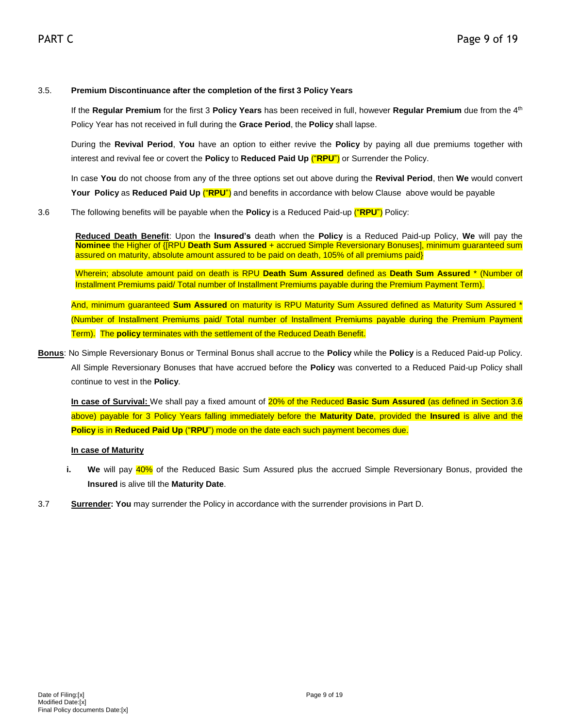3.5. **Premium Discontinuance after the completion of the first 3 Policy Years**

If the **Regular Premium** for the first 3 **Policy Years** has been received in full, however **Regular Premium** due from the 4th Policy Year has not received in full during the **Grace Period**, the **Policy** shall lapse.

During the **Revival Period**, **You** have an option to either revive the **Policy** by paying all due premiums together with interest and revival fee or covert the **Policy** to **Reduced Paid Up** ("**RPU**") or Surrender the Policy.

In case **You** do not choose from any of the three options set out above during the **Revival Period**, then **We** would convert **Your Policy** as **Reduced Paid Up** ("**RPU**") and benefits in accordance with below Clause above would be payable

3.6 The following benefits will be payable when the **Policy** is a Reduced Paid-up ("**RPU**") Policy:

**Reduced Death Benefit**: Upon the **Insured's** death when the **Policy** is a Reduced Paid-up Policy, **We** will pay the **Nominee** the Higher of {[RPU **Death Sum Assured** + accrued Simple Reversionary Bonuses], minimum guaranteed sum assured on maturity, absolute amount assured to be paid on death, 105% of all premiums paid}

Wherein; absolute amount paid on death is RPU **Death Sum Assured** defined as **Death Sum Assured** * (Number of Installment Premiums paid/ Total number of Installment Premiums payable during the Premium Payment Term).

And, minimum guaranteed **Sum Assured** on maturity is RPU Maturity Sum Assured defined as Maturity Sum Assured * (Number of Installment Premiums paid/ Total number of Installment Premiums payable during the Premium Payment Term). The **policy** terminates with the settlement of the Reduced Death Benefit.

**Bonus**: No Simple Reversionary Bonus or Terminal Bonus shall accrue to the **Policy** while the **Policy** is a Reduced Paid-up Policy. All Simple Reversionary Bonuses that have accrued before the **Policy** was converted to a Reduced Paid-up Policy shall continue to vest in the **Policy**.

**In case of Survival:** We shall pay a fixed amount of 20% of the Reduced **Basic Sum Assured** (as defined in Section 3.6 above) payable for 3 Policy Years falling immediately before the **Maturity Date**, provided the **Insured** is alive and the **Policy** is in **Reduced Paid Up** ("**RPU**") mode on the date each such payment becomes due.

**In case of Maturity**

i. **We** will pay 40% of the Reduced Basic Sum Assured plus the accrued Simple Reversionary Bonus, provided the **Insured** is alive till the **Maturity Date**.

3.7 **Surrender: You** may surrender the Policy in accordance with the surrender provisions in Part D.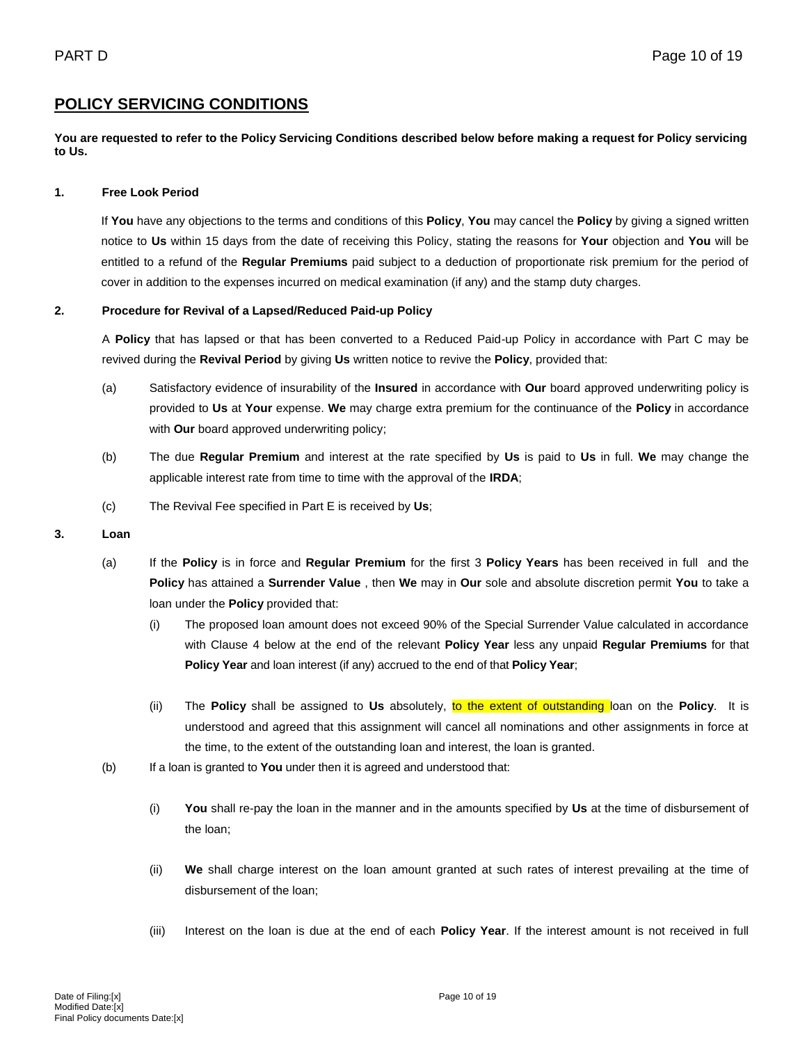## POLICY SERVICING CONDITIONS

**You are requested to refer to the Policy Servicing Conditions described below before making a request for Policy servicing to Us.**

**1. Free Look Period**

If **You** have any objections to the terms and conditions of this **Policy**, **You** may cancel the **Policy** by giving a signed written notice to **Us** within 15 days from the date of receiving this Policy, stating the reasons for **Your** objection and **You** will be entitled to a refund of the **Regular Premiums** paid subject to a deduction of proportionate risk premium for the period of cover in addition to the expenses incurred on medical examination (if any) and the stamp duty charges.

**2. Procedure for Revival of a Lapsed/Reduced Paid-up Policy**

A **Policy** that has lapsed or that has been converted to a Reduced Paid-up Policy in accordance with Part C may be revived during the **Revival Period** by giving **Us** written notice to revive the **Policy**, provided that:

(a) Satisfactory evidence of insurability of the **Insured** in accordance with **Our** board approved underwriting policy is provided to **Us** at **Your** expense. **We** may charge extra premium for the continuance of the **Policy** in accordance with **Our** board approved underwriting policy;

(b) The due **Regular Premium** and interest at the rate specified by **Us** is paid to **Us** in full. **We** may change the applicable interest rate from time to time with the approval of the **IRDA**;

(c) The Revival Fee specified in Part E is received by **Us**;

**3. Loan**

(a) If the **Policy** is in force and **Regular Premium** for the first 3 **Policy Years** has been received in full and the **Policy** has attained a **Surrender Value** , then **We** may in **Our** sole and absolute discretion permit **You** to take a loan under the **Policy** provided that:

(i) The proposed loan amount does not exceed 90% of the Special Surrender Value calculated in accordance with Clause 4 below at the end of the relevant **Policy Year** less any unpaid **Regular Premiums** for that **Policy Year** and loan interest (if any) accrued to the end of that **Policy Year**;

(ii) The **Policy** shall be assigned to **Us** absolutely, to the extent of outstanding loan on the **Policy**. It is understood and agreed that this assignment will cancel all nominations and other assignments in force at the time, to the extent of the outstanding loan and interest, the loan is granted.

(b) If a loan is granted to **You** under then it is agreed and understood that:

(i) **You** shall re-pay the loan in the manner and in the amounts specified by **Us** at the time of disbursement of the loan;

(ii) **We** shall charge interest on the loan amount granted at such rates of interest prevailing at the time of disbursement of the loan;

(iii) Interest on the loan is due at the end of each **Policy Year**. If the interest amount is not received in full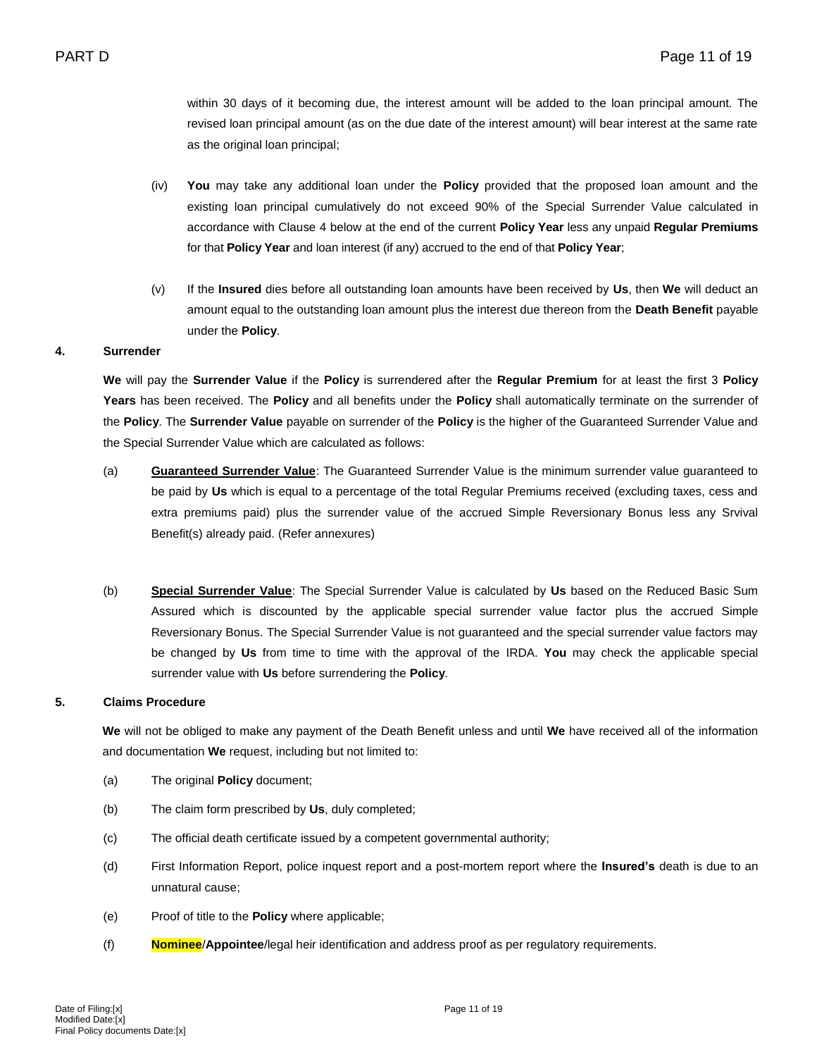within 30 days of it becoming due, the interest amount will be added to the loan principal amount. The revised loan principal amount (as on the due date of the interest amount) will bear interest at the same rate as the original loan principal;

(iv) **You** may take any additional loan under the **Policy** provided that the proposed loan amount and the existing loan principal cumulatively do not exceed 90% of the Special Surrender Value calculated in accordance with Clause 4 below at the end of the current **Policy Year** less any unpaid **Regular Premiums** for that **Policy Year** and loan interest (if any) accrued to the end of that **Policy Year**;

(v) If the **Insured** dies before all outstanding loan amounts have been received by **Us**, then **We** will deduct an amount equal to the outstanding loan amount plus the interest due thereon from the **Death Benefit** payable under the **Policy**.

**4. Surrender**

**We** will pay the **Surrender Value** if the **Policy** is surrendered after the **Regular Premium** for at least the first 3 **Policy Years** has been received. The **Policy** and all benefits under the **Policy** shall automatically terminate on the surrender of the **Policy**. The **Surrender Value** payable on surrender of the **Policy** is the higher of the Guaranteed Surrender Value and the Special Surrender Value which are calculated as follows:

(a) **Guaranteed Surrender Value**: The Guaranteed Surrender Value is the minimum surrender value guaranteed to be paid by **Us** which is equal to a percentage of the total Regular Premiums received (excluding taxes, cess and extra premiums paid) plus the surrender value of the accrued Simple Reversionary Bonus less any Srvival Benefit(s) already paid. (Refer annexures)

(b) **Special Surrender Value**: The Special Surrender Value is calculated by **Us** based on the Reduced Basic Sum Assured which is discounted by the applicable special surrender value factor plus the accrued Simple Reversionary Bonus. The Special Surrender Value is not guaranteed and the special surrender value factors may be changed by **Us** from time to time with the approval of the IRDA. **You** may check the applicable special surrender value with **Us** before surrendering the **Policy**.

**5. Claims Procedure**

**We** will not be obliged to make any payment of the Death Benefit unless and until **We** have received all of the information and documentation **We** request, including but not limited to:

(a) The original **Policy** document;

(b) The claim form prescribed by **Us**, duly completed;

(c) The official death certificate issued by a competent governmental authority;

(d) First Information Report, police inquest report and a post-mortem report where the **Insured's** death is due to an unnatural cause;

(e) Proof of title to the **Policy** where applicable;

(f) **Nominee**/**Appointee**/legal heir identification and address proof as per regulatory requirements.

Date of Filing:[x]
Modified Date:[x]
Final Policy documents Date:[x]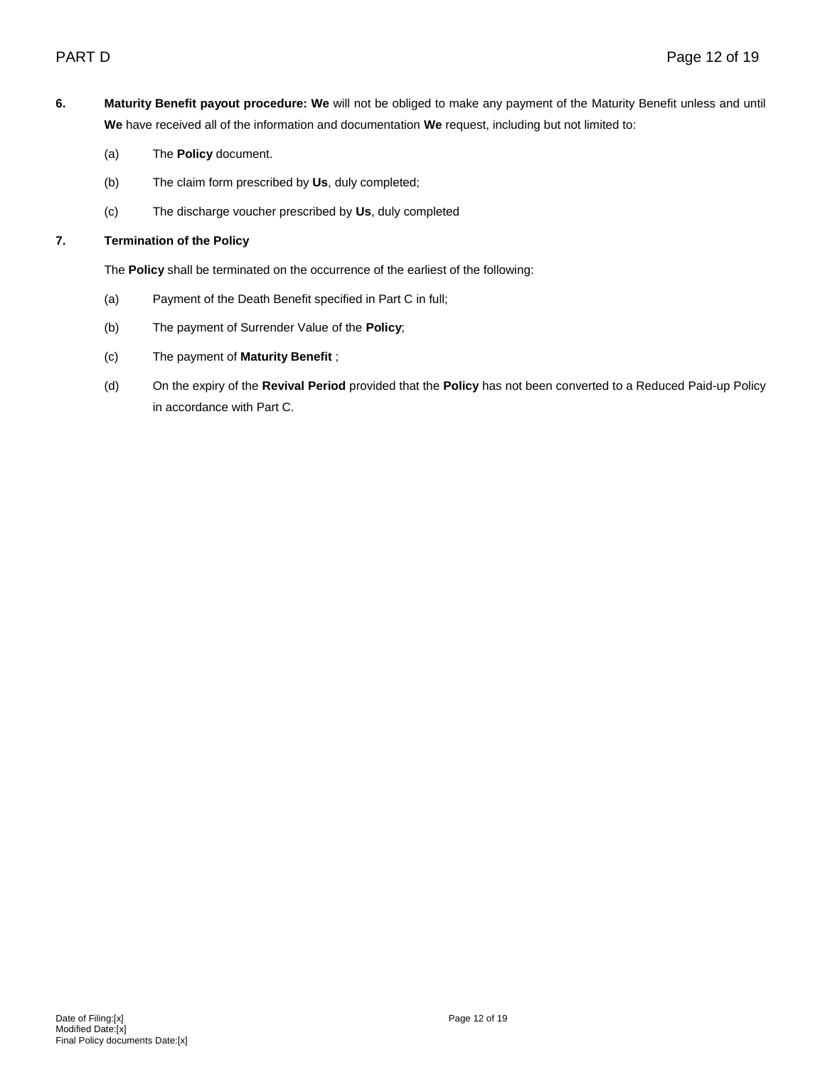**6. Maturity Benefit payout procedure: We** will not be obliged to make any payment of the Maturity Benefit unless and until **We** have received all of the information and documentation **We** request, including but not limited to:

(a) The **Policy** document.

(b) The claim form prescribed by **Us**, duly completed;

(c) The discharge voucher prescribed by **Us**, duly completed

**7. Termination of the Policy**

The **Policy** shall be terminated on the occurrence of the earliest of the following:

(a) Payment of the Death Benefit specified in Part C in full;

(b) The payment of Surrender Value of the **Policy**;

(c) The payment of **Maturity Benefit** ;

(d) On the expiry of the **Revival Period** provided that the **Policy** has not been converted to a Reduced Paid-up Policy in accordance with Part C.

Date of Filing:[x]
Modified Date:[x]
Final Policy documents Date:[x]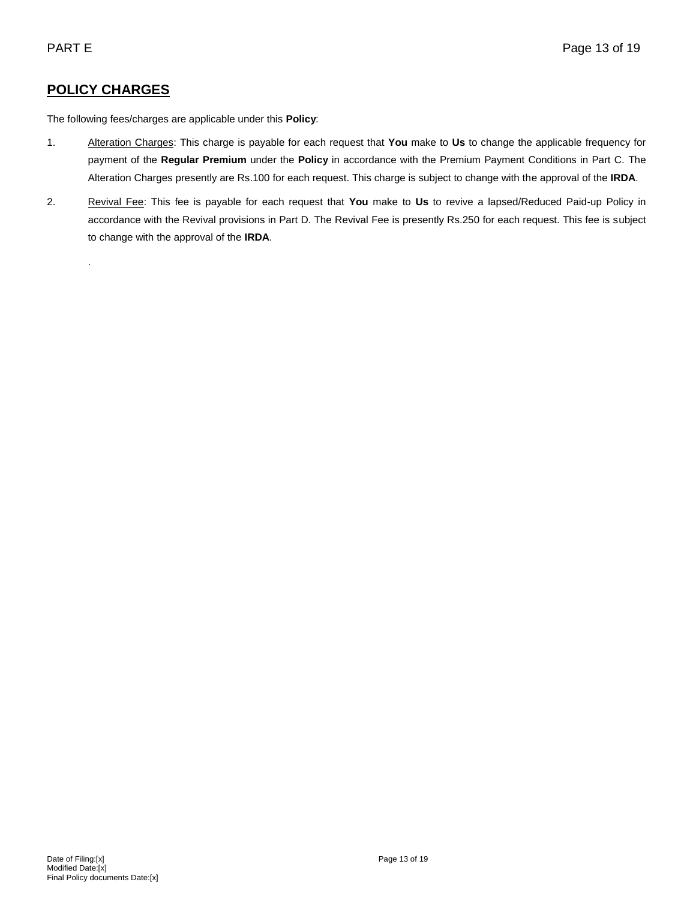PART E

## POLICY CHARGES

The following fees/charges are applicable under this **Policy**:

1. Alteration Charges: This charge is payable for each request that **You** make to **Us** to change the applicable frequency for payment of the **Regular Premium** under the **Policy** in accordance with the Premium Payment Conditions in Part C. The Alteration Charges presently are Rs.100 for each request. This charge is subject to change with the approval of the **IRDA**.

2. Revival Fee: This fee is payable for each request that **You** make to **Us** to revive a lapsed/Reduced Paid-up Policy in accordance with the Revival provisions in Part D. The Revival Fee is presently Rs.250 for each request. This fee is subject to change with the approval of the **IRDA**.

.

Date of Filing:[x]
Modified Date:[x]
Final Policy documents Date:[x]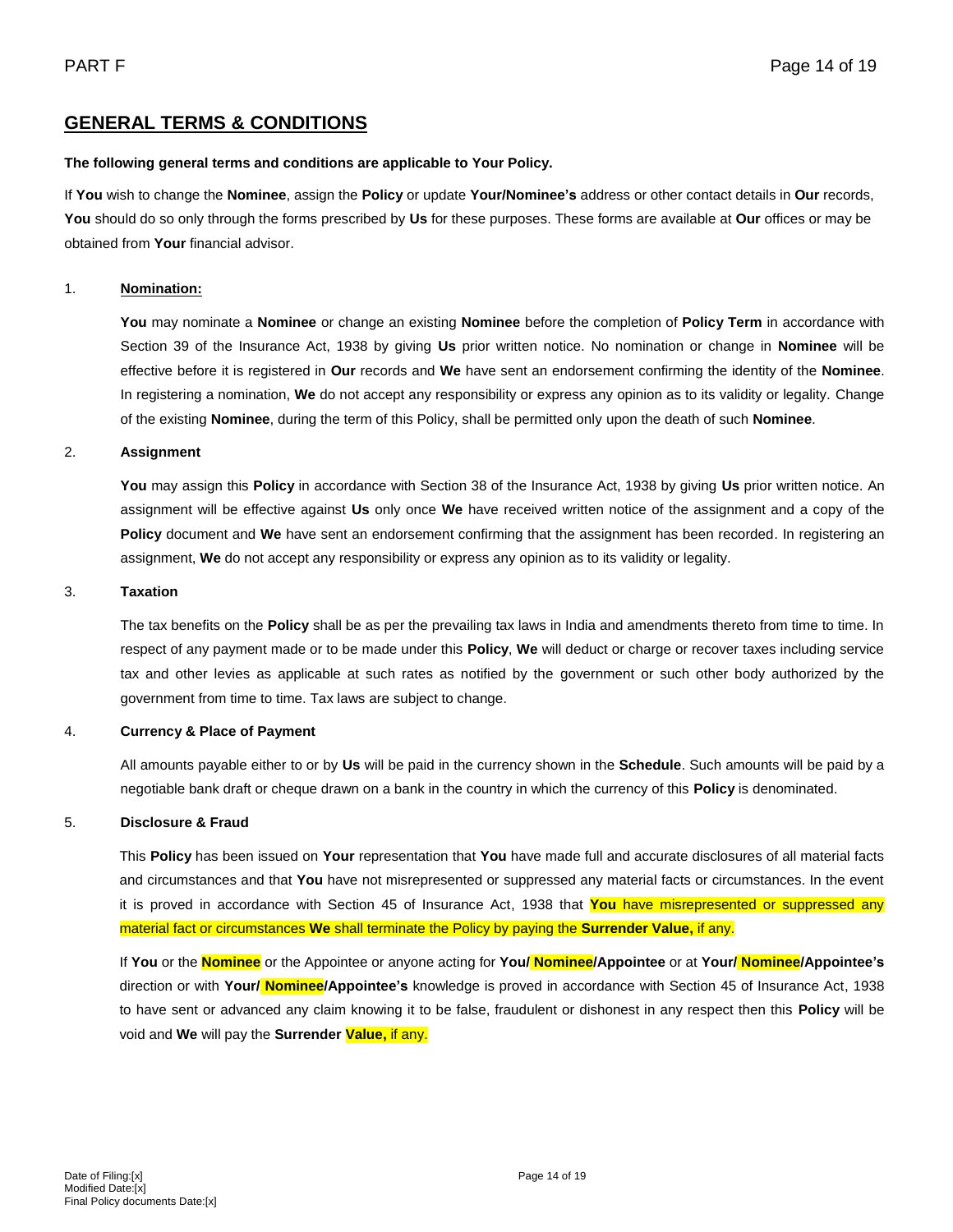## GENERAL TERMS & CONDITIONS

**The following general terms and conditions are applicable to Your Policy.**

If **You** wish to change the **Nominee**, assign the **Policy** or update **Your/Nominee's** address or other contact details in **Our** records, **You** should do so only through the forms prescribed by **Us** for these purposes. These forms are available at **Our** offices or may be obtained from **Your** financial advisor.

1. **Nomination:**

   **You** may nominate a **Nominee** or change an existing **Nominee** before the completion of **Policy Term** in accordance with Section 39 of the Insurance Act, 1938 by giving **Us** prior written notice. No nomination or change in **Nominee** will be effective before it is registered in **Our** records and **We** have sent an endorsement confirming the identity of the **Nominee**. In registering a nomination, **We** do not accept any responsibility or express any opinion as to its validity or legality. Change of the existing **Nominee**, during the term of this Policy, shall be permitted only upon the death of such **Nominee**.

2. **Assignment**

   **You** may assign this **Policy** in accordance with Section 38 of the Insurance Act, 1938 by giving **Us** prior written notice. An assignment will be effective against **Us** only once **We** have received written notice of the assignment and a copy of the **Policy** document and **We** have sent an endorsement confirming that the assignment has been recorded. In registering an assignment, **We** do not accept any responsibility or express any opinion as to its validity or legality.

3. **Taxation**

   The tax benefits on the **Policy** shall be as per the prevailing tax laws in India and amendments thereto from time to time. In respect of any payment made or to be made under this **Policy**, **We** will deduct or charge or recover taxes including service tax and other levies as applicable at such rates as notified by the government or such other body authorized by the government from time to time. Tax laws are subject to change.

4. **Currency & Place of Payment**

   All amounts payable either to or by **Us** will be paid in the currency shown in the **Schedule**. Such amounts will be paid by a negotiable bank draft or cheque drawn on a bank in the country in which the currency of this **Policy** is denominated.

5. **Disclosure & Fraud**

   This **Policy** has been issued on **Your** representation that **You** have made full and accurate disclosures of all material facts and circumstances and that **You** have not misrepresented or suppressed any material facts or circumstances. In the event it is proved in accordance with Section 45 of Insurance Act, 1938 that **You** have misrepresented or suppressed any material fact or circumstances **We** shall terminate the Policy by paying the **Surrender Value,** if any.

   If **You** or the **Nominee** or the Appointee or anyone acting for **You/ Nominee/Appointee** or at **Your/ Nominee/Appointee's** direction or with **Your/ Nominee/Appointee's** knowledge is proved in accordance with Section 45 of Insurance Act, 1938 to have sent or advanced any claim knowing it to be false, fraudulent or dishonest in any respect then this **Policy** will be void and **We** will pay the **Surrender Value,** if any.

Date of Filing:[x]
Modified Date:[x]
Final Policy documents Date:[x]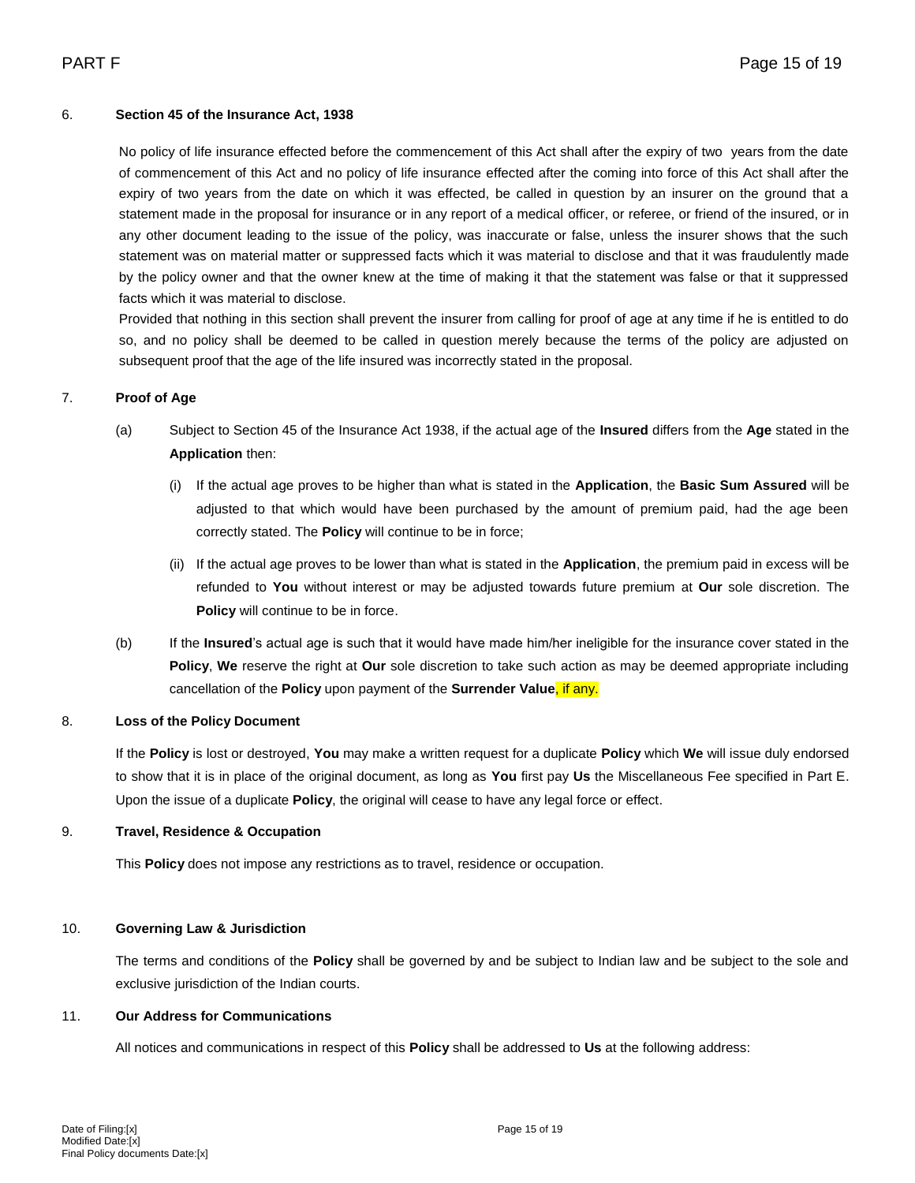6. **Section 45 of the Insurance Act, 1938**

No policy of life insurance effected before the commencement of this Act shall after the expiry of two years from the date of commencement of this Act and no policy of life insurance effected after the coming into force of this Act shall after the expiry of two years from the date on which it was effected, be called in question by an insurer on the ground that a statement made in the proposal for insurance or in any report of a medical officer, or referee, or friend of the insured, or in any other document leading to the issue of the policy, was inaccurate or false, unless the insurer shows that the such statement was on material matter or suppressed facts which it was material to disclose and that it was fraudulently made by the policy owner and that the owner knew at the time of making it that the statement was false or that it suppressed facts which it was material to disclose.

Provided that nothing in this section shall prevent the insurer from calling for proof of age at any time if he is entitled to do so, and no policy shall be deemed to be called in question merely because the terms of the policy are adjusted on subsequent proof that the age of the life insured was incorrectly stated in the proposal.

7. **Proof of Age**

(a) Subject to Section 45 of the Insurance Act 1938, if the actual age of the **Insured** differs from the **Age** stated in the **Application** then:

(i) If the actual age proves to be higher than what is stated in the **Application**, the **Basic Sum Assured** will be adjusted to that which would have been purchased by the amount of premium paid, had the age been correctly stated. The **Policy** will continue to be in force;

(ii) If the actual age proves to be lower than what is stated in the **Application**, the premium paid in excess will be refunded to **You** without interest or may be adjusted towards future premium at **Our** sole discretion. The **Policy** will continue to be in force.

(b) If the **Insured**'s actual age is such that it would have made him/her ineligible for the insurance cover stated in the **Policy**, **We** reserve the right at **Our** sole discretion to take such action as may be deemed appropriate including cancellation of the **Policy** upon payment of the **Surrender Value**, if any.

8. **Loss of the Policy Document**

If the **Policy** is lost or destroyed, **You** may make a written request for a duplicate **Policy** which **We** will issue duly endorsed to show that it is in place of the original document, as long as **You** first pay **Us** the Miscellaneous Fee specified in Part E. Upon the issue of a duplicate **Policy**, the original will cease to have any legal force or effect.

9. **Travel, Residence & Occupation**

This **Policy** does not impose any restrictions as to travel, residence or occupation.

10. **Governing Law & Jurisdiction**

The terms and conditions of the **Policy** shall be governed by and be subject to Indian law and be subject to the sole and exclusive jurisdiction of the Indian courts.

11. **Our Address for Communications**

All notices and communications in respect of this **Policy** shall be addressed to **Us** at the following address:

Date of Filing:[x]
Modified Date:[x]
Final Policy documents Date:[x]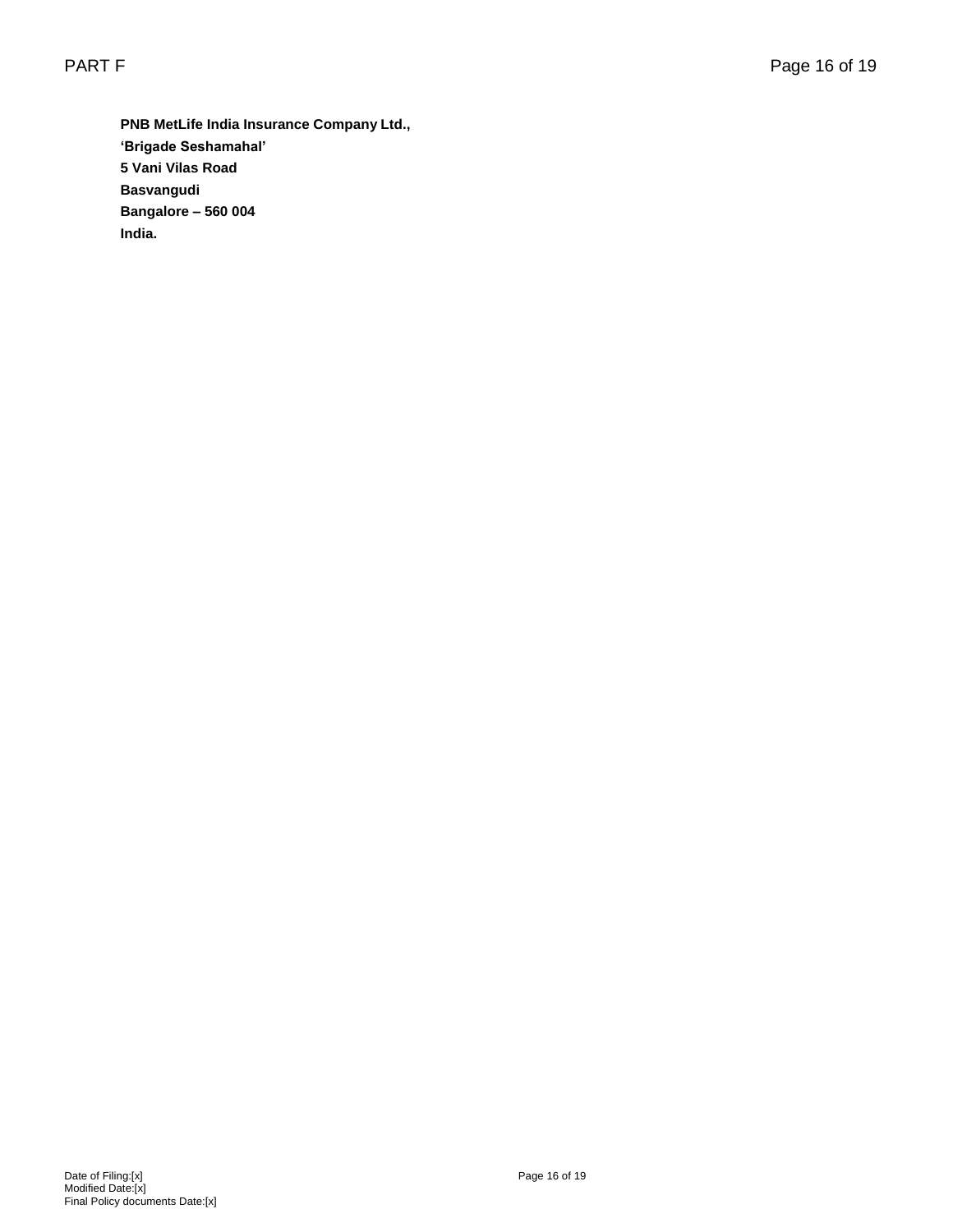**PNB MetLife India Insurance Company Ltd.,**
**'Brigade Seshamahal'**
**5 Vani Vilas Road**
**Basvangudi**
**Bangalore – 560 004**
**India.**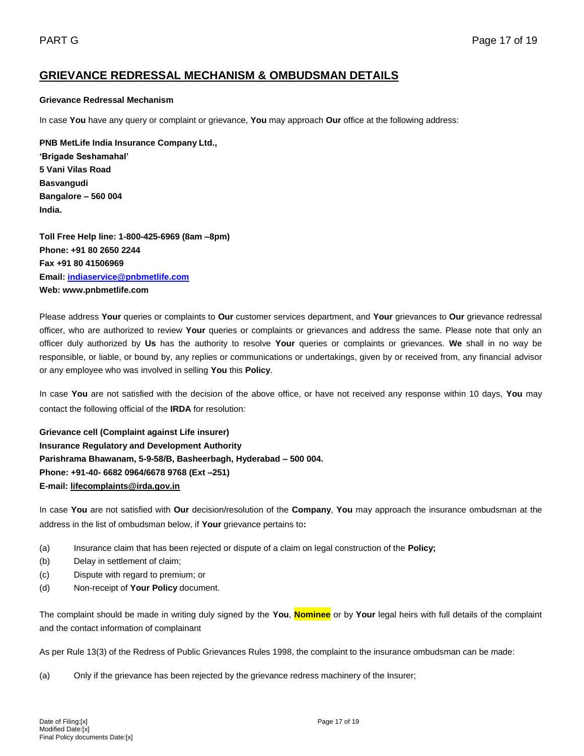## GRIEVANCE REDRESSAL MECHANISM & OMBUDSMAN DETAILS

**Grievance Redressal Mechanism**

In case **You** have any query or complaint or grievance, **You** may approach **Our** office at the following address:

**PNB MetLife India Insurance Company Ltd.,**
**'Brigade Seshamahal'**
**5 Vani Vilas Road**
**Basvangudi**
**Bangalore – 560 004**
**India.**

**Toll Free Help line: 1-800-425-6969 (8am –8pm)**
**Phone: +91 80 2650 2244**
**Fax +91 80 41506969**
**Email: indiaservice@pnbmetlife.com**
**Web: www.pnbmetlife.com**

Please address **Your** queries or complaints to **Our** customer services department, and **Your** grievances to **Our** grievance redressal officer, who are authorized to review **Your** queries or complaints or grievances and address the same. Please note that only an officer duly authorized by **Us** has the authority to resolve **Your** queries or complaints or grievances. **We** shall in no way be responsible, or liable, or bound by, any replies or communications or undertakings, given by or received from, any financial advisor or any employee who was involved in selling **You** this **Policy**.

In case **You** are not satisfied with the decision of the above office, or have not received any response within 10 days, **You** may contact the following official of the **IRDA** for resolution:

**Grievance cell (Complaint against Life insurer)**
**Insurance Regulatory and Development Authority**
**Parishrama Bhawanam, 5-9-58/B, Basheerbagh, Hyderabad – 500 004.**
**Phone: +91-40- 6682 0964/6678 9768 (Ext –251)**
**E-mail: lifecomplaints@irda.gov.in**

In case **You** are not satisfied with **Our** decision/resolution of the **Company**, **You** may approach the insurance ombudsman at the address in the list of ombudsman below, if **Your** grievance pertains to**:**

(a) Insurance claim that has been rejected or dispute of a claim on legal construction of the **Policy;**
(b) Delay in settlement of claim;
(c) Dispute with regard to premium; or
(d) Non-receipt of **Your Policy** document.

The complaint should be made in writing duly signed by the **You**, **Nominee** or by **Your** legal heirs with full details of the complaint and the contact information of complainant

As per Rule 13(3) of the Redress of Public Grievances Rules 1998, the complaint to the insurance ombudsman can be made:

(a) Only if the grievance has been rejected by the grievance redress machinery of the Insurer;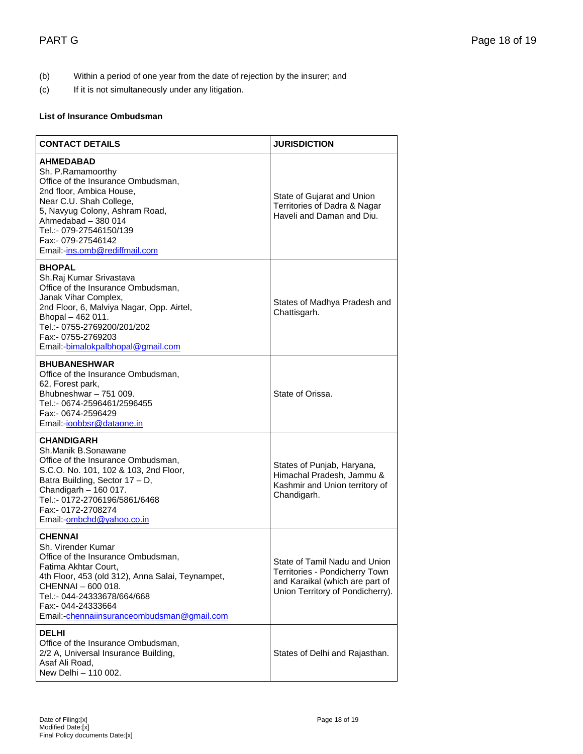(b) Within a period of one year from the date of rejection by the insurer; and

(c) If it is not simultaneously under any litigation.

**List of Insurance Ombudsman**

| CONTACT DETAILS | JURISDICTION |
|---|---|
| **AHMEDABAD**<br>Sh. P.Ramamoorthy<br>Office of the Insurance Ombudsman,<br>2nd floor, Ambica House,<br>Near C.U. Shah College,<br>5, Navyug Colony, Ashram Road,<br>Ahmedabad – 380 014<br>Tel.:- 079-27546150/139<br>Fax:- 079-27546142<br>Email:-ins.omb@rediffmail.com | State of Gujarat and Union Territories of Dadra & Nagar Haveli and Daman and Diu. |
| **BHOPAL**<br>Sh.Raj Kumar Srivastava<br>Office of the Insurance Ombudsman,<br>Janak Vihar Complex,<br>2nd Floor, 6, Malviya Nagar, Opp. Airtel,<br>Bhopal – 462 011.<br>Tel.:- 0755-2769200/201/202<br>Fax:- 0755-2769203<br>Email:-bimalokpalbhopal@gmail.com | States of Madhya Pradesh and Chattisgarh. |
| **BHUBANESHWAR**<br>Office of the Insurance Ombudsman,<br>62, Forest park,<br>Bhubneshwar – 751 009.<br>Tel.:- 0674-2596461/2596455<br>Fax:- 0674-2596429<br>Email:-ioobbsr@dataone.in | State of Orissa. |
| **CHANDIGARH**<br>Sh.Manik B.Sonawane<br>Office of the Insurance Ombudsman,<br>S.C.O. No. 101, 102 & 103, 2nd Floor,<br>Batra Building, Sector 17 – D,<br>Chandigarh – 160 017.<br>Tel.:- 0172-2706196/5861/6468<br>Fax:- 0172-2708274<br>Email:-ombchd@yahoo.co.in | States of Punjab, Haryana, Himachal Pradesh, Jammu & Kashmir and Union territory of Chandigarh. |
| **CHENNAI**<br>Sh. Virender Kumar<br>Office of the Insurance Ombudsman,<br>Fatima Akhtar Court,<br>4th Floor, 453 (old 312), Anna Salai, Teynampet,<br>CHENNAI – 600 018.<br>Tel.:- 044-24333678/664/668<br>Fax:- 044-24333664<br>Email:-chennaiinsuranceombudsman@gmail.com | State of Tamil Nadu and Union Territories - Pondicherry Town and Karaikal (which are part of Union Territory of Pondicherry). |
| **DELHI**<br>Office of the Insurance Ombudsman,<br>2/2 A, Universal Insurance Building,<br>Asaf Ali Road,<br>New Delhi – 110 002. | States of Delhi and Rajasthan. |

Date of Filing:[x]
Modified Date:[x]
Final Policy documents Date:[x]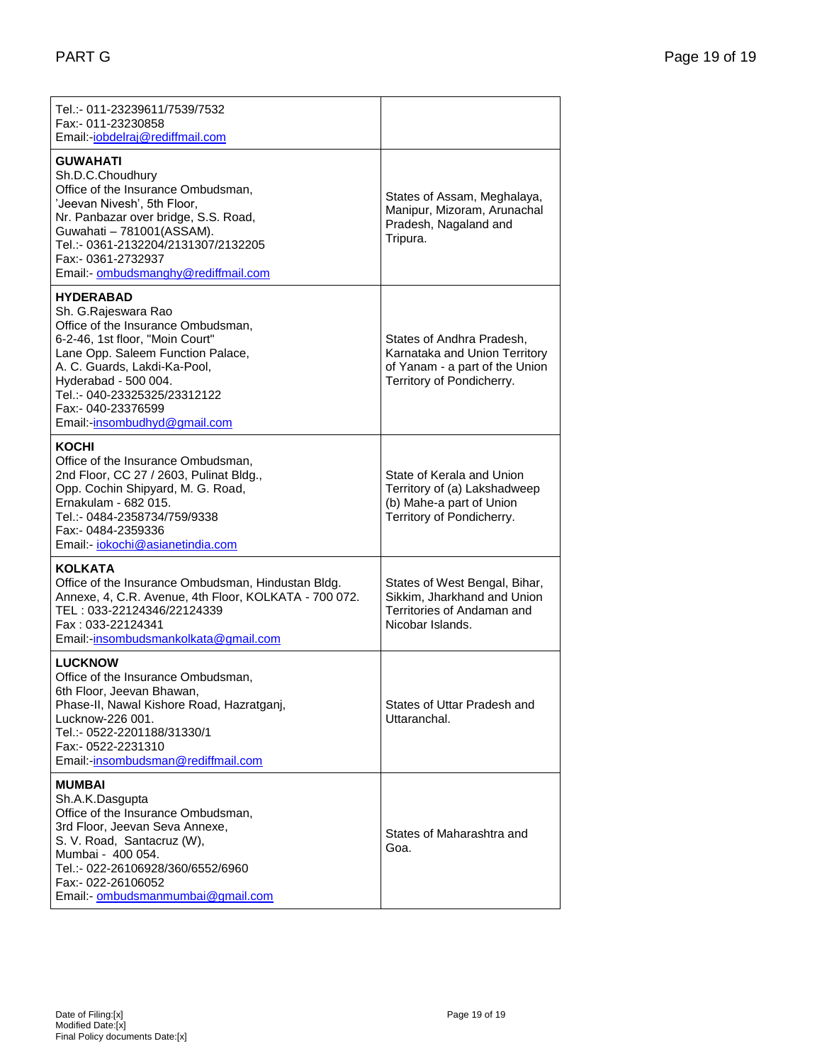| | |
|---|---|
| Tel.:- 011-23239611/7539/7532<br>Fax:- 011-23230858<br>Email:-iobdelraj@rediffmail.com | |
| **GUWAHATI**<br>Sh.D.C.Choudhury<br>Office of the Insurance Ombudsman,<br>'Jeevan Nivesh', 5th Floor,<br>Nr. Panbazar over bridge, S.S. Road,<br>Guwahati – 781001(ASSAM).<br>Tel.:- 0361-2132204/2131307/2132205<br>Fax:- 0361-2732937<br>Email:- ombudsmanghy@rediffmail.com | States of Assam, Meghalaya, Manipur, Mizoram, Arunachal Pradesh, Nagaland and Tripura. |
| **HYDERABAD**<br>Sh. G.Rajeswara Rao<br>Office of the Insurance Ombudsman,<br>6-2-46, 1st floor, "Moin Court"<br>Lane Opp. Saleem Function Palace,<br>A. C. Guards, Lakdi-Ka-Pool,<br>Hyderabad - 500 004.<br>Tel.:- 040-23325325/23312122<br>Fax:- 040-23376599<br>Email:-insombudhyd@gmail.com | States of Andhra Pradesh, Karnataka and Union Territory of Yanam - a part of the Union Territory of Pondicherry. |
| **KOCHI**<br>Office of the Insurance Ombudsman,<br>2nd Floor, CC 27 / 2603, Pulinat Bldg.,<br>Opp. Cochin Shipyard, M. G. Road,<br>Ernakulam - 682 015.<br>Tel.:- 0484-2358734/759/9338<br>Fax:- 0484-2359336<br>Email:- iokochi@asianetindia.com | State of Kerala and Union Territory of (a) Lakshadweep (b) Mahe-a part of Union Territory of Pondicherry. |
| **KOLKATA**<br>Office of the Insurance Ombudsman, Hindustan Bldg. Annexe, 4, C.R. Avenue, 4th Floor, KOLKATA - 700 072.<br>TEL : 033-22124346/22124339<br>Fax : 033-22124341<br>Email:-insombudsmankolkata@gmail.com | States of West Bengal, Bihar, Sikkim, Jharkhand and Union Territories of Andaman and Nicobar Islands. |
| **LUCKNOW**<br>Office of the Insurance Ombudsman,<br>6th Floor, Jeevan Bhawan,<br>Phase-II, Nawal Kishore Road, Hazratganj,<br>Lucknow-226 001.<br>Tel.:- 0522-2201188/31330/1<br>Fax:- 0522-2231310<br>Email:-insombudsman@rediffmail.com | States of Uttar Pradesh and Uttaranchal. |
| **MUMBAI**<br>Sh.A.K.Dasgupta<br>Office of the Insurance Ombudsman,<br>3rd Floor, Jeevan Seva Annexe,<br>S. V. Road, Santacruz (W),<br>Mumbai - 400 054.<br>Tel.:- 022-26106928/360/6552/6960<br>Fax:- 022-26106052<br>Email:- ombudsmanmumbai@gmail.com | States of Maharashtra and Goa. |

Date of Filing:[x]
Modified Date:[x]
Final Policy documents Date:[x]